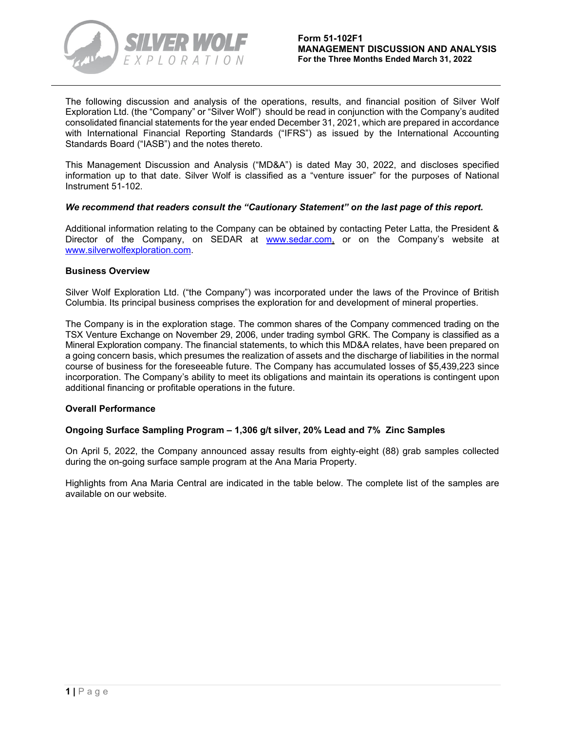**Form 51-102F1**
**MANAGEMENT DISCUSSION AND ANALYSIS**
**For the Three Months Ended March 31, 2022**

The following discussion and analysis of the operations, results, and financial position of Silver Wolf Exploration Ltd. (the "Company" or "Silver Wolf") should be read in conjunction with the Company's audited consolidated financial statements for the year ended December 31, 2021, which are prepared in accordance with International Financial Reporting Standards ("IFRS") as issued by the International Accounting Standards Board ("IASB") and the notes thereto.

This Management Discussion and Analysis ("MD&A") is dated May 30, 2022, and discloses specified information up to that date. Silver Wolf is classified as a "venture issuer" for the purposes of National Instrument 51-102.

***We recommend that readers consult the "Cautionary Statement" on the last page of this report.***

Additional information relating to the Company can be obtained by contacting Peter Latta, the President & Director of the Company, on SEDAR at www.sedar.com, or on the Company's website at www.silverwolfexploration.com.

**Business Overview**

Silver Wolf Exploration Ltd. ("the Company") was incorporated under the laws of the Province of British Columbia. Its principal business comprises the exploration for and development of mineral properties.

The Company is in the exploration stage. The common shares of the Company commenced trading on the TSX Venture Exchange on November 29, 2006, under trading symbol GRK. The Company is classified as a Mineral Exploration company. The financial statements, to which this MD&A relates, have been prepared on a going concern basis, which presumes the realization of assets and the discharge of liabilities in the normal course of business for the foreseeable future. The Company has accumulated losses of $5,439,223 since incorporation. The Company's ability to meet its obligations and maintain its operations is contingent upon additional financing or profitable operations in the future.

**Overall Performance**

**Ongoing Surface Sampling Program – 1,306 g/t silver, 20% Lead and 7% Zinc Samples**

On April 5, 2022, the Company announced assay results from eighty-eight (88) grab samples collected during the on-going surface sample program at the Ana Maria Property.

Highlights from Ana Maria Central are indicated in the table below. The complete list of the samples are available on our website.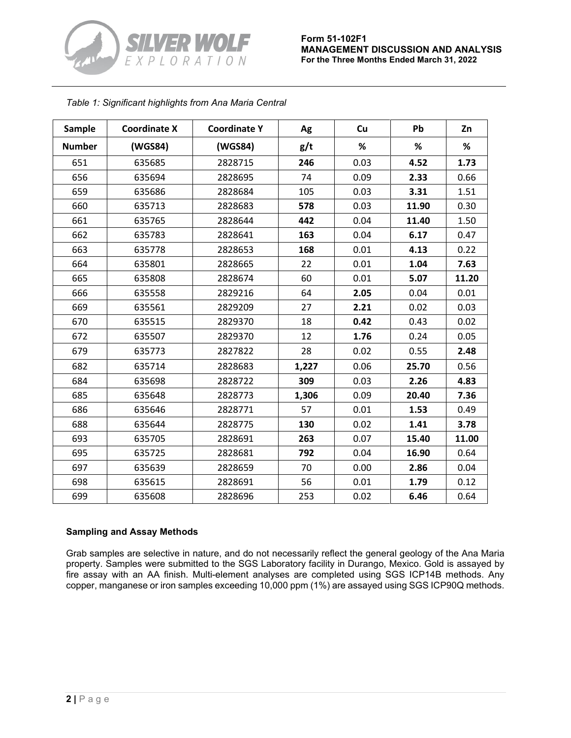*Table 1: Significant highlights from Ana Maria Central*

| Sample | Coordinate X | Coordinate Y | Ag | Cu | Pb | Zn |
|---|---|---|---|---|---|---|
| Number | (WGS84) | (WGS84) | g/t | % | % | % |
| 651 | 635685 | 2828715 | **246** | 0.03 | **4.52** | **1.73** |
| 656 | 635694 | 2828695 | 74 | 0.09 | **2.33** | 0.66 |
| 659 | 635686 | 2828684 | 105 | 0.03 | **3.31** | 1.51 |
| 660 | 635713 | 2828683 | **578** | 0.03 | **11.90** | 0.30 |
| 661 | 635765 | 2828644 | **442** | 0.04 | **11.40** | 1.50 |
| 662 | 635783 | 2828641 | **163** | 0.04 | **6.17** | 0.47 |
| 663 | 635778 | 2828653 | **168** | 0.01 | **4.13** | 0.22 |
| 664 | 635801 | 2828665 | 22 | 0.01 | **1.04** | **7.63** |
| 665 | 635808 | 2828674 | 60 | 0.01 | **5.07** | **11.20** |
| 666 | 635558 | 2829216 | 64 | **2.05** | 0.04 | 0.01 |
| 669 | 635561 | 2829209 | 27 | **2.21** | 0.02 | 0.03 |
| 670 | 635515 | 2829370 | 18 | **0.42** | 0.43 | 0.02 |
| 672 | 635507 | 2829370 | 12 | **1.76** | 0.24 | 0.05 |
| 679 | 635773 | 2827822 | 28 | 0.02 | 0.55 | **2.48** |
| 682 | 635714 | 2828683 | **1,227** | 0.06 | **25.70** | 0.56 |
| 684 | 635698 | 2828722 | **309** | 0.03 | **2.26** | **4.83** |
| 685 | 635648 | 2828773 | **1,306** | 0.09 | **20.40** | **7.36** |
| 686 | 635646 | 2828771 | 57 | 0.01 | **1.53** | 0.49 |
| 688 | 635644 | 2828775 | **130** | 0.02 | **1.41** | **3.78** |
| 693 | 635705 | 2828691 | **263** | 0.07 | **15.40** | **11.00** |
| 695 | 635725 | 2828681 | **792** | 0.04 | **16.90** | 0.64 |
| 697 | 635639 | 2828659 | 70 | 0.00 | **2.86** | 0.04 |
| 698 | 635615 | 2828691 | 56 | 0.01 | **1.79** | 0.12 |
| 699 | 635608 | 2828696 | 253 | 0.02 | **6.46** | 0.64 |

**Sampling and Assay Methods**

Grab samples are selective in nature, and do not necessarily reflect the general geology of the Ana Maria property. Samples were submitted to the SGS Laboratory facility in Durango, Mexico. Gold is assayed by fire assay with an AA finish. Multi-element analyses are completed using SGS ICP14B methods. Any copper, manganese or iron samples exceeding 10,000 ppm (1%) are assayed using SGS ICP90Q methods.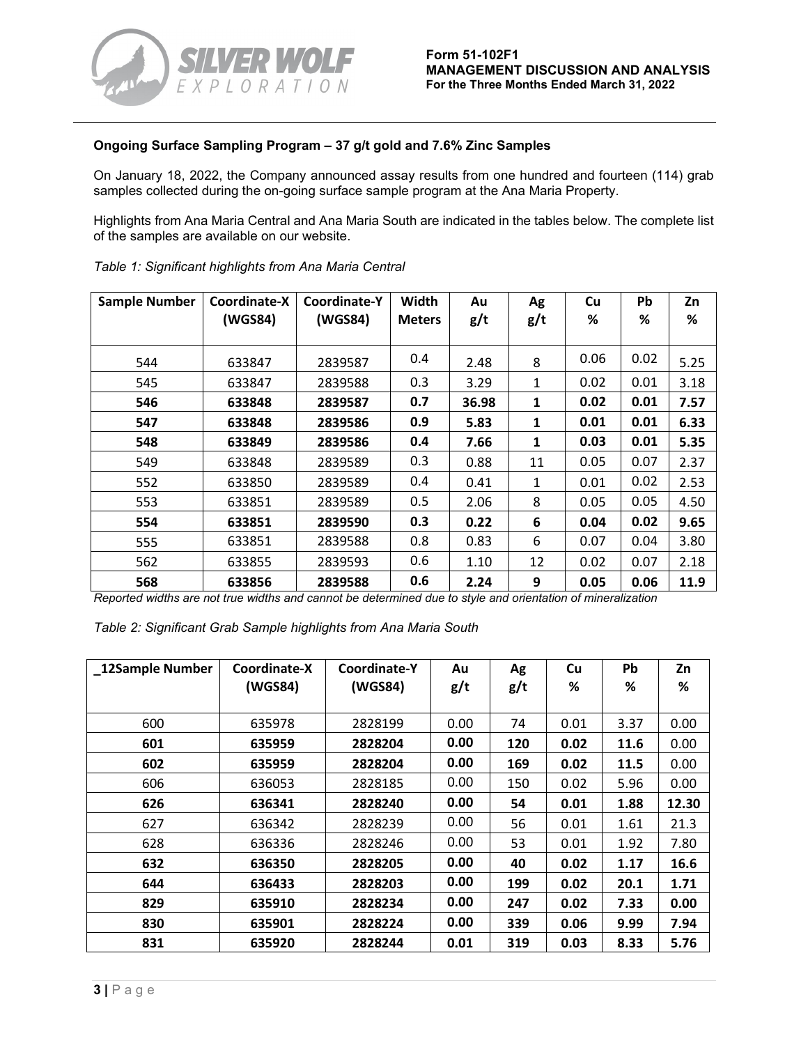### Ongoing Surface Sampling Program – 37 g/t gold and 7.6% Zinc Samples

On January 18, 2022, the Company announced assay results from one hundred and fourteen (114) grab samples collected during the on-going surface sample program at the Ana Maria Property.

Highlights from Ana Maria Central and Ana Maria South are indicated in the tables below. The complete list of the samples are available on our website.

*Table 1: Significant highlights from Ana Maria Central*

| Sample Number | Coordinate-X (WGS84) | Coordinate-Y (WGS84) | Width Meters | Au g/t | Ag g/t | Cu % | Pb % | Zn % |
|---|---|---|---|---|---|---|---|---|
| 544 | 633847 | 2839587 | 0.4 | 2.48 | 8 | 0.06 | 0.02 | 5.25 |
| 545 | 633847 | 2839588 | 0.3 | 3.29 | 1 | 0.02 | 0.01 | 3.18 |
| **546** | **633848** | **2839587** | **0.7** | **36.98** | **1** | **0.02** | **0.01** | **7.57** |
| **547** | **633848** | **2839586** | **0.9** | **5.83** | **1** | **0.01** | **0.01** | **6.33** |
| **548** | **633849** | **2839586** | **0.4** | **7.66** | **1** | **0.03** | **0.01** | **5.35** |
| 549 | 633848 | 2839589 | 0.3 | 0.88 | 11 | 0.05 | 0.07 | 2.37 |
| 552 | 633850 | 2839589 | 0.4 | 0.41 | 1 | 0.01 | 0.02 | 2.53 |
| 553 | 633851 | 2839589 | 0.5 | 2.06 | 8 | 0.05 | 0.05 | 4.50 |
| **554** | **633851** | **2839590** | **0.3** | **0.22** | **6** | **0.04** | **0.02** | **9.65** |
| 555 | 633851 | 2839588 | 0.8 | 0.83 | 6 | 0.07 | 0.04 | 3.80 |
| 562 | 633855 | 2839593 | 0.6 | 1.10 | 12 | 0.02 | 0.07 | 2.18 |
| **568** | **633856** | **2839588** | **0.6** | **2.24** | **9** | **0.05** | **0.06** | **11.9** |

*Reported widths are not true widths and cannot be determined due to style and orientation of mineralization*

*Table 2: Significant Grab Sample highlights from Ana Maria South*

| _12Sample Number | Coordinate-X (WGS84) | Coordinate-Y (WGS84) | Au g/t | Ag g/t | Cu % | Pb % | Zn % |
|---|---|---|---|---|---|---|---|
| 600 | 635978 | 2828199 | 0.00 | 74 | 0.01 | 3.37 | 0.00 |
| **601** | **635959** | **2828204** | **0.00** | **120** | **0.02** | **11.6** | 0.00 |
| **602** | **635959** | **2828204** | **0.00** | **169** | **0.02** | **11.5** | 0.00 |
| 606 | 636053 | 2828185 | 0.00 | 150 | 0.02 | 5.96 | 0.00 |
| **626** | **636341** | **2828240** | **0.00** | **54** | **0.01** | **1.88** | **12.30** |
| 627 | 636342 | 2828239 | 0.00 | 56 | 0.01 | 1.61 | 21.3 |
| 628 | 636336 | 2828246 | 0.00 | 53 | 0.01 | 1.92 | 7.80 |
| **632** | **636350** | **2828205** | **0.00** | **40** | **0.02** | **1.17** | **16.6** |
| **644** | **636433** | **2828203** | **0.00** | **199** | **0.02** | **20.1** | **1.71** |
| **829** | **635910** | **2828234** | **0.00** | **247** | **0.02** | **7.33** | **0.00** |
| **830** | **635901** | **2828224** | **0.00** | **339** | **0.06** | **9.99** | **7.94** |
| **831** | **635920** | **2828244** | **0.01** | **319** | **0.03** | **8.33** | **5.76** |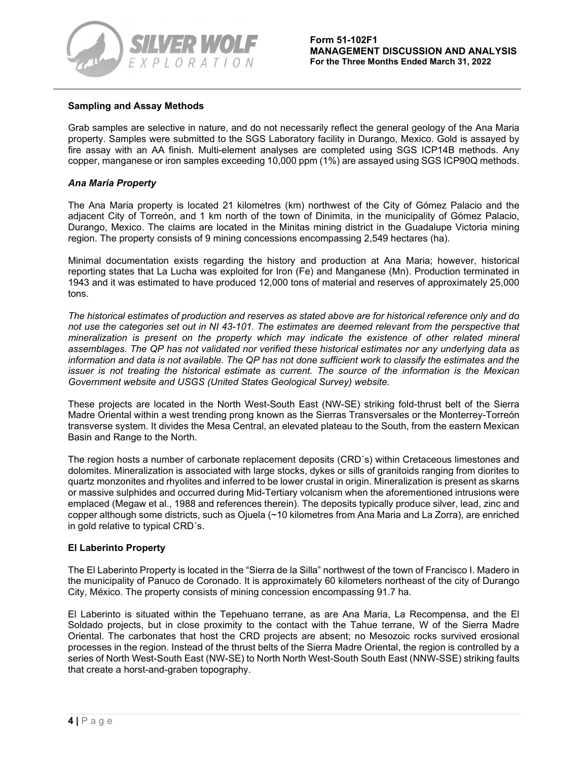### Sampling and Assay Methods

Grab samples are selective in nature, and do not necessarily reflect the general geology of the Ana Maria property. Samples were submitted to the SGS Laboratory facility in Durango, Mexico. Gold is assayed by fire assay with an AA finish. Multi-element analyses are completed using SGS ICP14B methods. Any copper, manganese or iron samples exceeding 10,000 ppm (1%) are assayed using SGS ICP90Q methods.

### *Ana Maria Property*

The Ana Maria property is located 21 kilometres (km) northwest of the City of Gómez Palacio and the adjacent City of Torreón, and 1 km north of the town of Dinimita, in the municipality of Gómez Palacio, Durango, Mexico. The claims are located in the Minitas mining district in the Guadalupe Victoria mining region. The property consists of 9 mining concessions encompassing 2,549 hectares (ha).

Minimal documentation exists regarding the history and production at Ana Maria; however, historical reporting states that La Lucha was exploited for Iron (Fe) and Manganese (Mn). Production terminated in 1943 and it was estimated to have produced 12,000 tons of material and reserves of approximately 25,000 tons.

*The historical estimates of production and reserves as stated above are for historical reference only and do not use the categories set out in NI 43-101. The estimates are deemed relevant from the perspective that mineralization is present on the property which may indicate the existence of other related mineral assemblages. The QP has not validated nor verified these historical estimates nor any underlying data as information and data is not available. The QP has not done sufficient work to classify the estimates and the issuer is not treating the historical estimate as current. The source of the information is the Mexican Government website and USGS (United States Geological Survey) website.*

These projects are located in the North West-South East (NW-SE) striking fold-thrust belt of the Sierra Madre Oriental within a west trending prong known as the Sierras Transversales or the Monterrey-Torreón transverse system. It divides the Mesa Central, an elevated plateau to the South, from the eastern Mexican Basin and Range to the North.

The region hosts a number of carbonate replacement deposits (CRD´s) within Cretaceous limestones and dolomites. Mineralization is associated with large stocks, dykes or sills of granitoids ranging from diorites to quartz monzonites and rhyolites and inferred to be lower crustal in origin. Mineralization is present as skarns or massive sulphides and occurred during Mid-Tertiary volcanism when the aforementioned intrusions were emplaced (Megaw et al., 1988 and references therein). The deposits typically produce silver, lead, zinc and copper although some districts, such as Ojuela (~10 kilometres from Ana Maria and La Zorra), are enriched in gold relative to typical CRD´s.

### El Laberinto Property

The El Laberinto Property is located in the "Sierra de la Silla" northwest of the town of Francisco I. Madero in the municipality of Panuco de Coronado. It is approximately 60 kilometers northeast of the city of Durango City, México. The property consists of mining concession encompassing 91.7 ha.

El Laberinto is situated within the Tepehuano terrane, as are Ana Maria, La Recompensa, and the El Soldado projects, but in close proximity to the contact with the Tahue terrane, W of the Sierra Madre Oriental. The carbonates that host the CRD projects are absent; no Mesozoic rocks survived erosional processes in the region. Instead of the thrust belts of the Sierra Madre Oriental, the region is controlled by a series of North West-South East (NW-SE) to North North West-South South East (NNW-SSE) striking faults that create a horst-and-graben topography.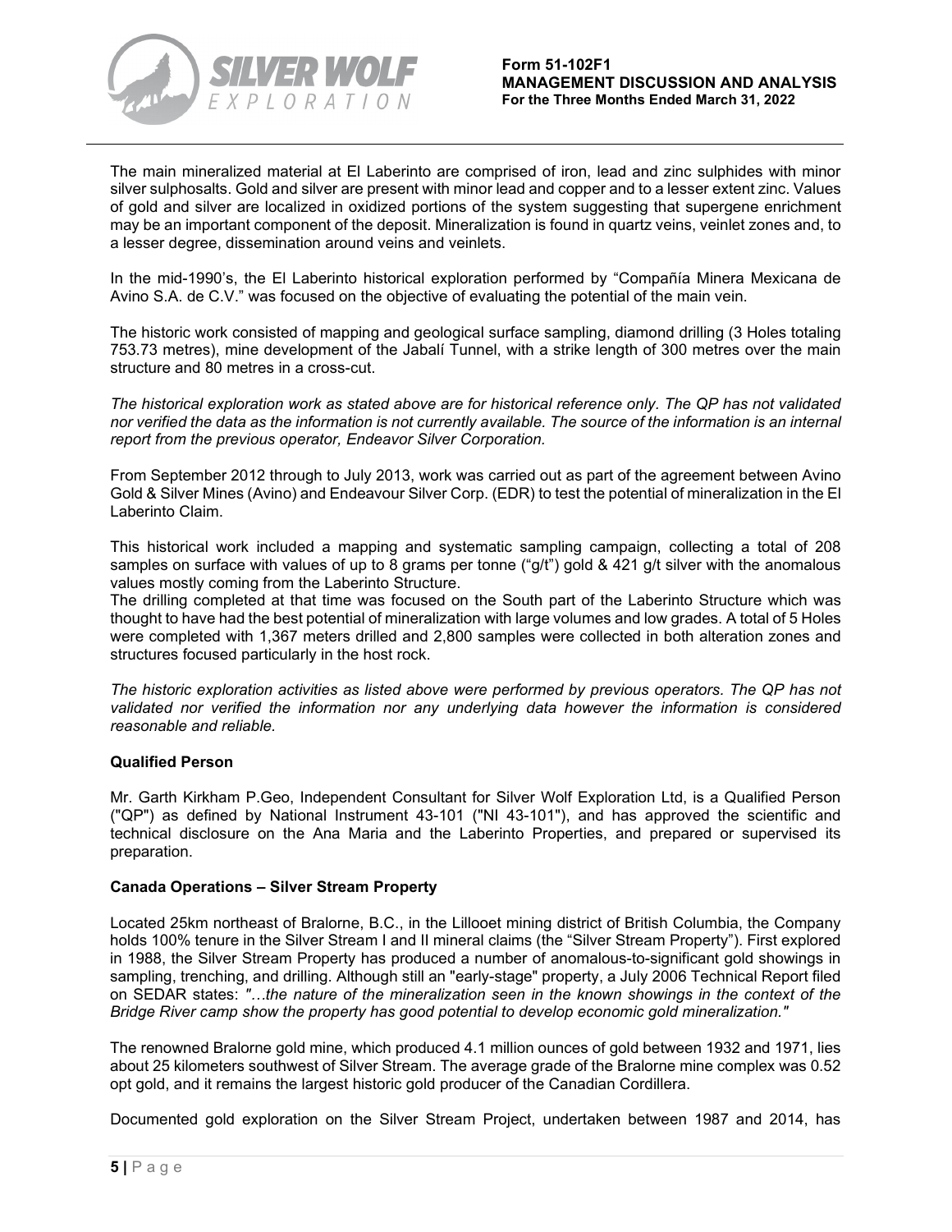The main mineralized material at El Laberinto are comprised of iron, lead and zinc sulphides with minor silver sulphosalts. Gold and silver are present with minor lead and copper and to a lesser extent zinc. Values of gold and silver are localized in oxidized portions of the system suggesting that supergene enrichment may be an important component of the deposit. Mineralization is found in quartz veins, veinlet zones and, to a lesser degree, dissemination around veins and veinlets.

In the mid-1990's, the El Laberinto historical exploration performed by "Compañía Minera Mexicana de Avino S.A. de C.V." was focused on the objective of evaluating the potential of the main vein.

The historic work consisted of mapping and geological surface sampling, diamond drilling (3 Holes totaling 753.73 metres), mine development of the Jabalí Tunnel, with a strike length of 300 metres over the main structure and 80 metres in a cross-cut.

*The historical exploration work as stated above are for historical reference only. The QP has not validated nor verified the data as the information is not currently available. The source of the information is an internal report from the previous operator, Endeavor Silver Corporation.*

From September 2012 through to July 2013, work was carried out as part of the agreement between Avino Gold & Silver Mines (Avino) and Endeavour Silver Corp. (EDR) to test the potential of mineralization in the El Laberinto Claim.

This historical work included a mapping and systematic sampling campaign, collecting a total of 208 samples on surface with values of up to 8 grams per tonne ("g/t") gold & 421 g/t silver with the anomalous values mostly coming from the Laberinto Structure.
The drilling completed at that time was focused on the South part of the Laberinto Structure which was thought to have had the best potential of mineralization with large volumes and low grades. A total of 5 Holes were completed with 1,367 meters drilled and 2,800 samples were collected in both alteration zones and structures focused particularly in the host rock.

*The historic exploration activities as listed above were performed by previous operators. The QP has not validated nor verified the information nor any underlying data however the information is considered reasonable and reliable.*

**Qualified Person**

Mr. Garth Kirkham P.Geo, Independent Consultant for Silver Wolf Exploration Ltd, is a Qualified Person ("QP") as defined by National Instrument 43-101 ("NI 43-101"), and has approved the scientific and technical disclosure on the Ana Maria and the Laberinto Properties, and prepared or supervised its preparation.

**Canada Operations – Silver Stream Property**

Located 25km northeast of Bralorne, B.C., in the Lillooet mining district of British Columbia, the Company holds 100% tenure in the Silver Stream I and II mineral claims (the "Silver Stream Property"). First explored in 1988, the Silver Stream Property has produced a number of anomalous-to-significant gold showings in sampling, trenching, and drilling. Although still an "early-stage" property, a July 2006 Technical Report filed on SEDAR states: *"…the nature of the mineralization seen in the known showings in the context of the Bridge River camp show the property has good potential to develop economic gold mineralization."*

The renowned Bralorne gold mine, which produced 4.1 million ounces of gold between 1932 and 1971, lies about 25 kilometers southwest of Silver Stream. The average grade of the Bralorne mine complex was 0.52 opt gold, and it remains the largest historic gold producer of the Canadian Cordillera.

Documented gold exploration on the Silver Stream Project, undertaken between 1987 and 2014, has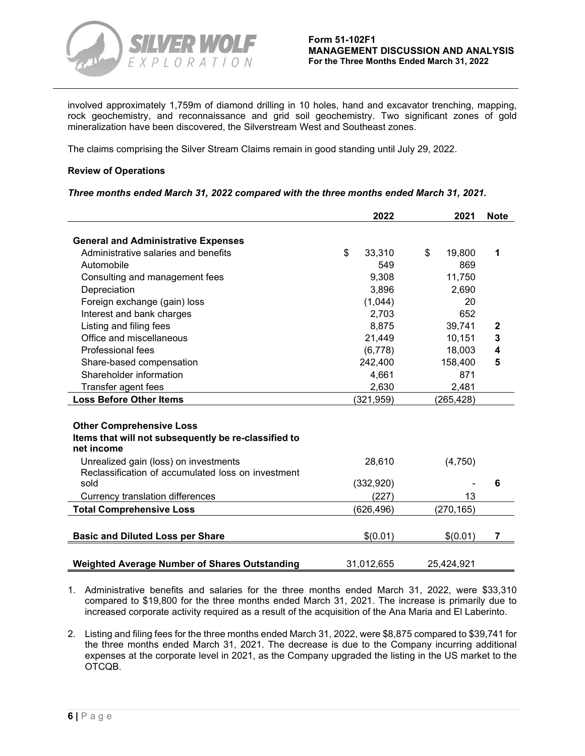involved approximately 1,759m of diamond drilling in 10 holes, hand and excavator trenching, mapping, rock geochemistry, and reconnaissance and grid soil geochemistry. Two significant zones of gold mineralization have been discovered, the Silverstream West and Southeast zones.

The claims comprising the Silver Stream Claims remain in good standing until July 29, 2022.

**Review of Operations**

***Three months ended March 31, 2022 compared with the three months ended March 31, 2021.***

| | 2022 | 2021 | Note |
|---|---|---|---|
| **General and Administrative Expenses** | | | |
| Administrative salaries and benefits | $ 33,310 | $ 19,800 | **1** |
| Automobile | 549 | 869 | |
| Consulting and management fees | 9,308 | 11,750 | |
| Depreciation | 3,896 | 2,690 | |
| Foreign exchange (gain) loss | (1,044) | 20 | |
| Interest and bank charges | 2,703 | 652 | |
| Listing and filing fees | 8,875 | 39,741 | **2** |
| Office and miscellaneous | 21,449 | 10,151 | **3** |
| Professional fees | (6,778) | 18,003 | **4** |
| Share-based compensation | 242,400 | 158,400 | **5** |
| Shareholder information | 4,661 | 871 | |
| Transfer agent fees | 2,630 | 2,481 | |
| **Loss Before Other Items** | (321,959) | (265,428) | |
| **Other Comprehensive Loss** | | | |
| **Items that will not subsequently be re-classified to net income** | | | |
| Unrealized gain (loss) on investments | 28,610 | (4,750) | |
| Reclassification of accumulated loss on investment sold | (332,920) | - | **6** |
| Currency translation differences | (227) | 13 | |
| **Total Comprehensive Loss** | (626,496) | (270,165) | |
| **Basic and Diluted Loss per Share** | $(0.01) | $(0.01) | **7** |
| **Weighted Average Number of Shares Outstanding** | 31,012,655 | 25,424,921 | |

1. Administrative benefits and salaries for the three months ended March 31, 2022, were $33,310 compared to $19,800 for the three months ended March 31, 2021. The increase is primarily due to increased corporate activity required as a result of the acquisition of the Ana Maria and El Laberinto.

2. Listing and filing fees for the three months ended March 31, 2022, were $8,875 compared to $39,741 for the three months ended March 31, 2021. The decrease is due to the Company incurring additional expenses at the corporate level in 2021, as the Company upgraded the listing in the US market to the OTCQB.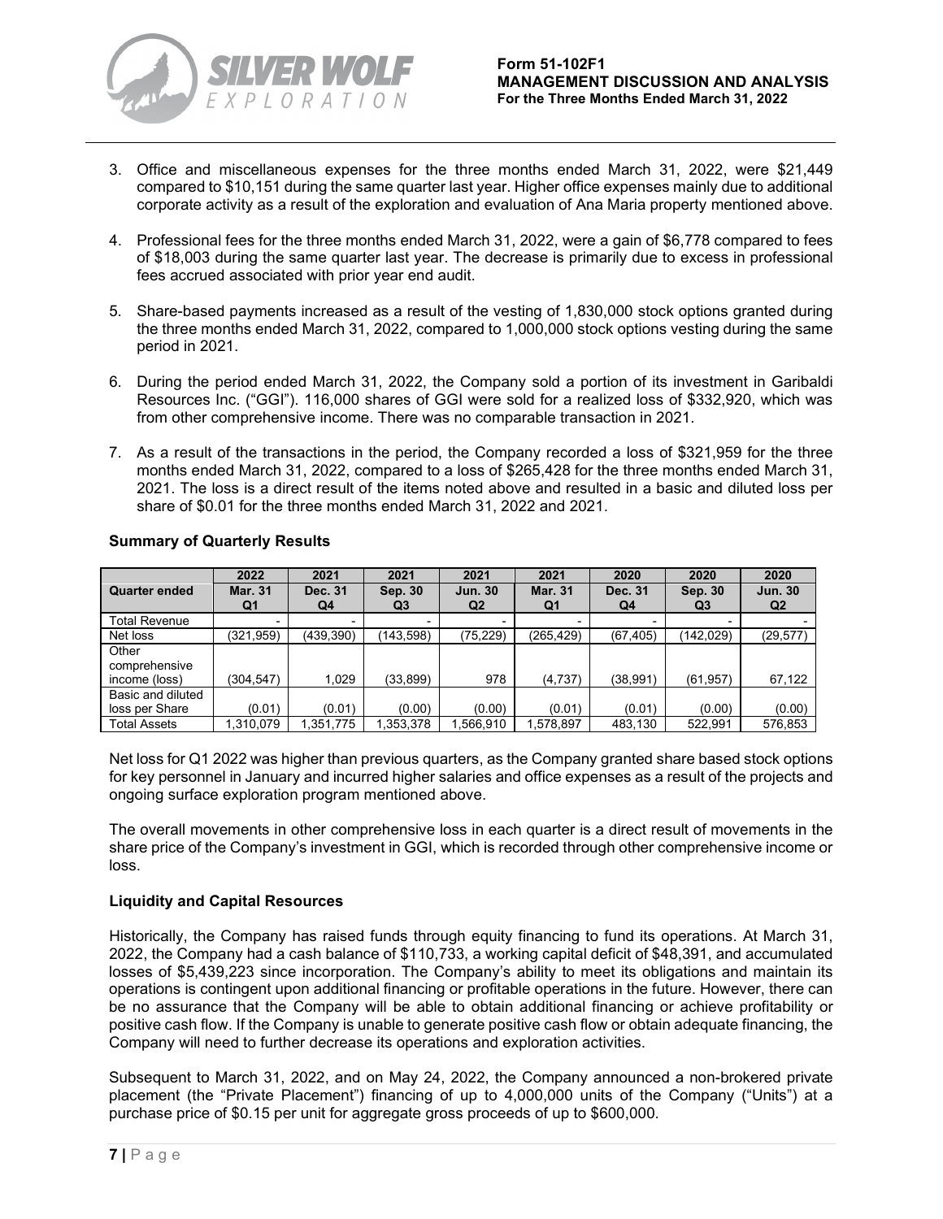3. Office and miscellaneous expenses for the three months ended March 31, 2022, were $21,449 compared to $10,151 during the same quarter last year. Higher office expenses mainly due to additional corporate activity as a result of the exploration and evaluation of Ana Maria property mentioned above.

4. Professional fees for the three months ended March 31, 2022, were a gain of $6,778 compared to fees of $18,003 during the same quarter last year. The decrease is primarily due to excess in professional fees accrued associated with prior year end audit.

5. Share-based payments increased as a result of the vesting of 1,830,000 stock options granted during the three months ended March 31, 2022, compared to 1,000,000 stock options vesting during the same period in 2021.

6. During the period ended March 31, 2022, the Company sold a portion of its investment in Garibaldi Resources Inc. ("GGI"). 116,000 shares of GGI were sold for a realized loss of $332,920, which was from other comprehensive income. There was no comparable transaction in 2021.

7. As a result of the transactions in the period, the Company recorded a loss of $321,959 for the three months ended March 31, 2022, compared to a loss of $265,428 for the three months ended March 31, 2021. The loss is a direct result of the items noted above and resulted in a basic and diluted loss per share of $0.01 for the three months ended March 31, 2022 and 2021.

**Summary of Quarterly Results**

| | 2022 | 2021 | 2021 | 2021 | 2021 | 2020 | 2020 | 2020 |
|---|---|---|---|---|---|---|---|---|
| **Quarter ended** | **Mar. 31 Q1** | **Dec. 31 Q4** | **Sep. 30 Q3** | **Jun. 30 Q2** | **Mar. 31 Q1** | **Dec. 31 Q4** | **Sep. 30 Q3** | **Jun. 30 Q2** |
| Total Revenue | - | - | - | - | - | - | - | - |
| Net loss | (321,959) | (439,390) | (143,598) | (75,229) | (265,429) | (67,405) | (142,029) | (29,577) |
| Other comprehensive income (loss) | (304,547) | 1,029 | (33,899) | 978 | (4,737) | (38,991) | (61,957) | 67,122 |
| Basic and diluted loss per Share | (0.01) | (0.01) | (0.00) | (0.00) | (0.01) | (0.01) | (0.00) | (0.00) |
| Total Assets | 1,310,079 | 1,351,775 | 1,353,378 | 1,566,910 | 1,578,897 | 483,130 | 522,991 | 576,853 |

Net loss for Q1 2022 was higher than previous quarters, as the Company granted share based stock options for key personnel in January and incurred higher salaries and office expenses as a result of the projects and ongoing surface exploration program mentioned above.

The overall movements in other comprehensive loss in each quarter is a direct result of movements in the share price of the Company's investment in GGI, which is recorded through other comprehensive income or loss.

**Liquidity and Capital Resources**

Historically, the Company has raised funds through equity financing to fund its operations. At March 31, 2022, the Company had a cash balance of $110,733, a working capital deficit of $48,391, and accumulated losses of $5,439,223 since incorporation. The Company's ability to meet its obligations and maintain its operations is contingent upon additional financing or profitable operations in the future. However, there can be no assurance that the Company will be able to obtain additional financing or achieve profitability or positive cash flow. If the Company is unable to generate positive cash flow or obtain adequate financing, the Company will need to further decrease its operations and exploration activities.

Subsequent to March 31, 2022, and on May 24, 2022, the Company announced a non-brokered private placement (the "Private Placement") financing of up to 4,000,000 units of the Company ("Units") at a purchase price of $0.15 per unit for aggregate gross proceeds of up to $600,000.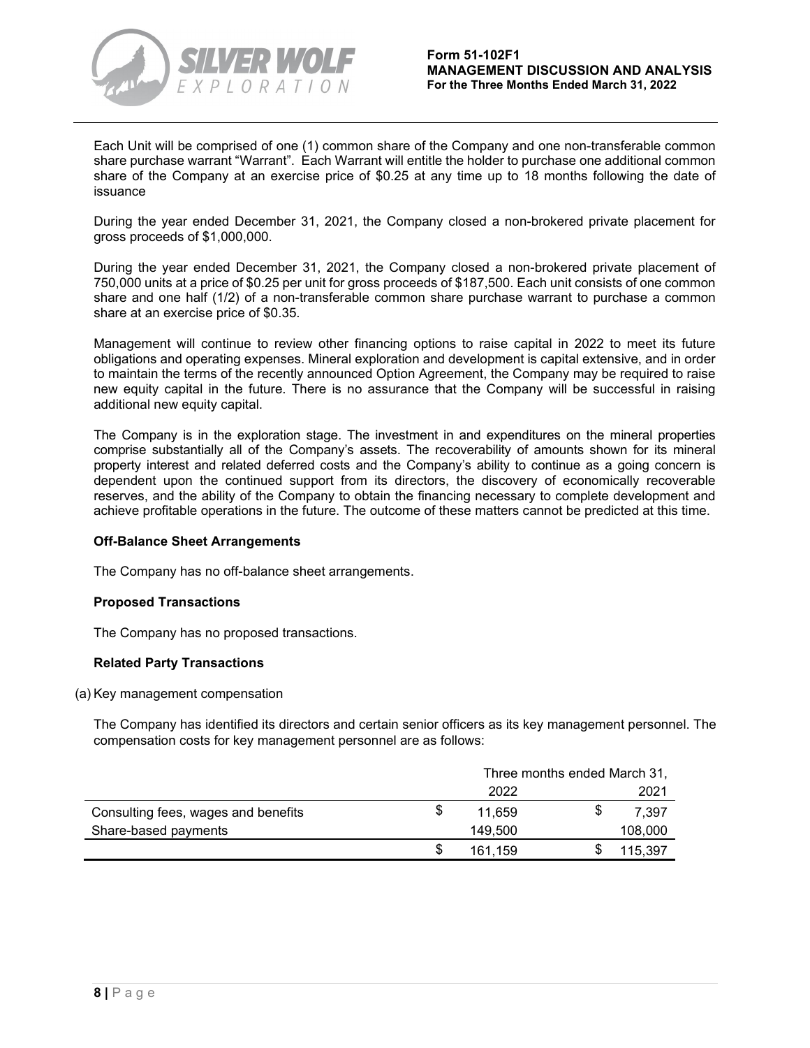Each Unit will be comprised of one (1) common share of the Company and one non-transferable common share purchase warrant "Warrant". Each Warrant will entitle the holder to purchase one additional common share of the Company at an exercise price of $0.25 at any time up to 18 months following the date of issuance

During the year ended December 31, 2021, the Company closed a non-brokered private placement for gross proceeds of $1,000,000.

During the year ended December 31, 2021, the Company closed a non-brokered private placement of 750,000 units at a price of $0.25 per unit for gross proceeds of $187,500. Each unit consists of one common share and one half (1/2) of a non-transferable common share purchase warrant to purchase a common share at an exercise price of $0.35.

Management will continue to review other financing options to raise capital in 2022 to meet its future obligations and operating expenses. Mineral exploration and development is capital extensive, and in order to maintain the terms of the recently announced Option Agreement, the Company may be required to raise new equity capital in the future. There is no assurance that the Company will be successful in raising additional new equity capital.

The Company is in the exploration stage. The investment in and expenditures on the mineral properties comprise substantially all of the Company's assets. The recoverability of amounts shown for its mineral property interest and related deferred costs and the Company's ability to continue as a going concern is dependent upon the continued support from its directors, the discovery of economically recoverable reserves, and the ability of the Company to obtain the financing necessary to complete development and achieve profitable operations in the future. The outcome of these matters cannot be predicted at this time.

### Off-Balance Sheet Arrangements

The Company has no off-balance sheet arrangements.

### Proposed Transactions

The Company has no proposed transactions.

### Related Party Transactions

(a) Key management compensation

The Company has identified its directors and certain senior officers as its key management personnel. The compensation costs for key management personnel are as follows:

| | Three months ended March 31, | |
|---|---|---|
| | 2022 | 2021 |
| Consulting fees, wages and benefits | $ 11,659 | $ 7,397 |
| Share-based payments | 149,500 | 108,000 |
| | $ 161,159 | $ 115,397 |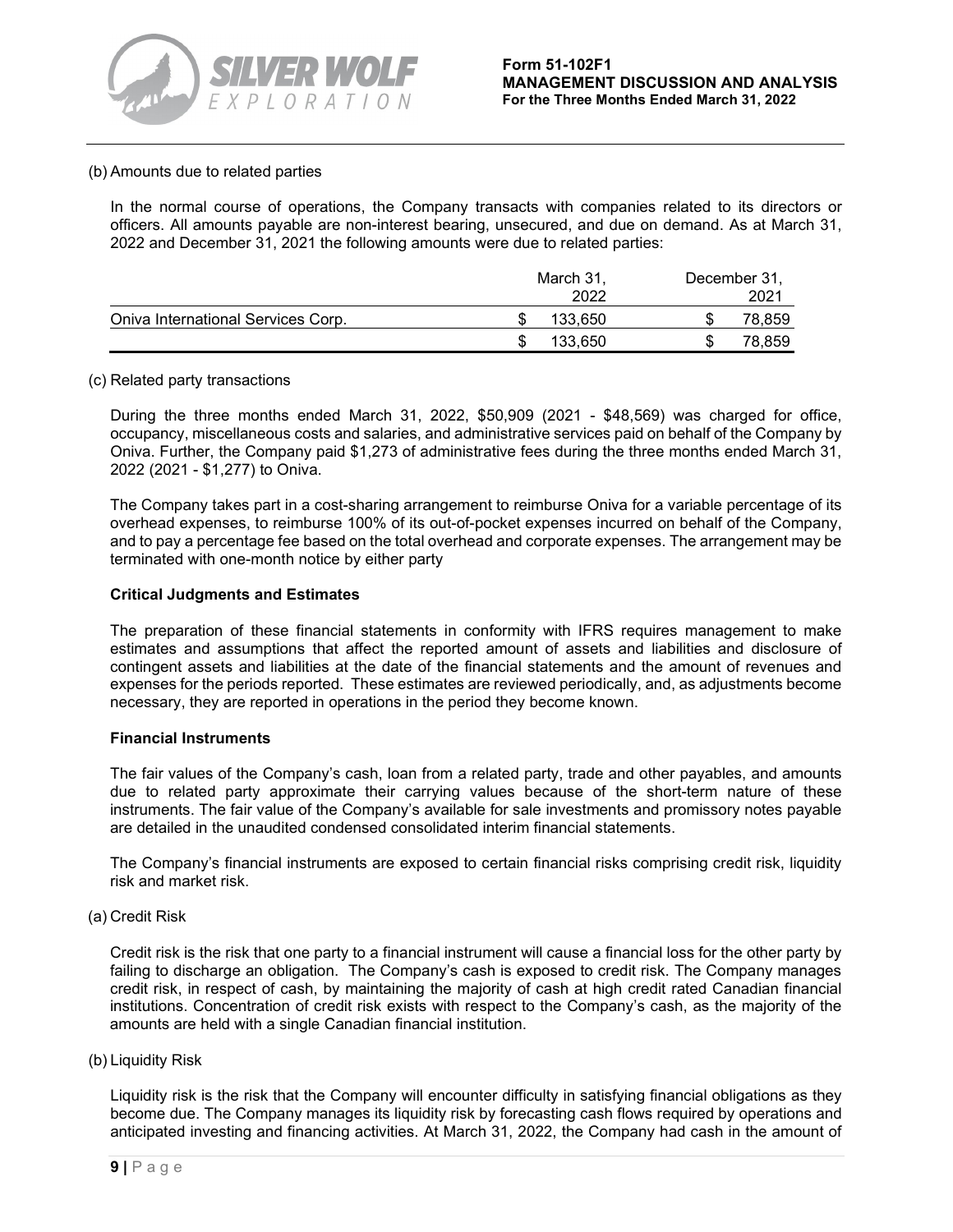(b) Amounts due to related parties

In the normal course of operations, the Company transacts with companies related to its directors or officers. All amounts payable are non-interest bearing, unsecured, and due on demand. As at March 31, 2022 and December 31, 2021 the following amounts were due to related parties:

| | March 31, 2022 | December 31, 2021 |
|---|---|---|
| Oniva International Services Corp. | $ 133,650 | $ 78,859 |
| | $ 133,650 | $ 78,859 |

(c) Related party transactions

During the three months ended March 31, 2022, $50,909 (2021 - $48,569) was charged for office, occupancy, miscellaneous costs and salaries, and administrative services paid on behalf of the Company by Oniva. Further, the Company paid $1,273 of administrative fees during the three months ended March 31, 2022 (2021 - $1,277) to Oniva.

The Company takes part in a cost-sharing arrangement to reimburse Oniva for a variable percentage of its overhead expenses, to reimburse 100% of its out-of-pocket expenses incurred on behalf of the Company, and to pay a percentage fee based on the total overhead and corporate expenses. The arrangement may be terminated with one-month notice by either party

**Critical Judgments and Estimates**

The preparation of these financial statements in conformity with IFRS requires management to make estimates and assumptions that affect the reported amount of assets and liabilities and disclosure of contingent assets and liabilities at the date of the financial statements and the amount of revenues and expenses for the periods reported. These estimates are reviewed periodically, and, as adjustments become necessary, they are reported in operations in the period they become known.

**Financial Instruments**

The fair values of the Company's cash, loan from a related party, trade and other payables, and amounts due to related party approximate their carrying values because of the short-term nature of these instruments. The fair value of the Company's available for sale investments and promissory notes payable are detailed in the unaudited condensed consolidated interim financial statements.

The Company's financial instruments are exposed to certain financial risks comprising credit risk, liquidity risk and market risk.

(a) Credit Risk

Credit risk is the risk that one party to a financial instrument will cause a financial loss for the other party by failing to discharge an obligation. The Company's cash is exposed to credit risk. The Company manages credit risk, in respect of cash, by maintaining the majority of cash at high credit rated Canadian financial institutions. Concentration of credit risk exists with respect to the Company's cash, as the majority of the amounts are held with a single Canadian financial institution.

(b) Liquidity Risk

Liquidity risk is the risk that the Company will encounter difficulty in satisfying financial obligations as they become due. The Company manages its liquidity risk by forecasting cash flows required by operations and anticipated investing and financing activities. At March 31, 2022, the Company had cash in the amount of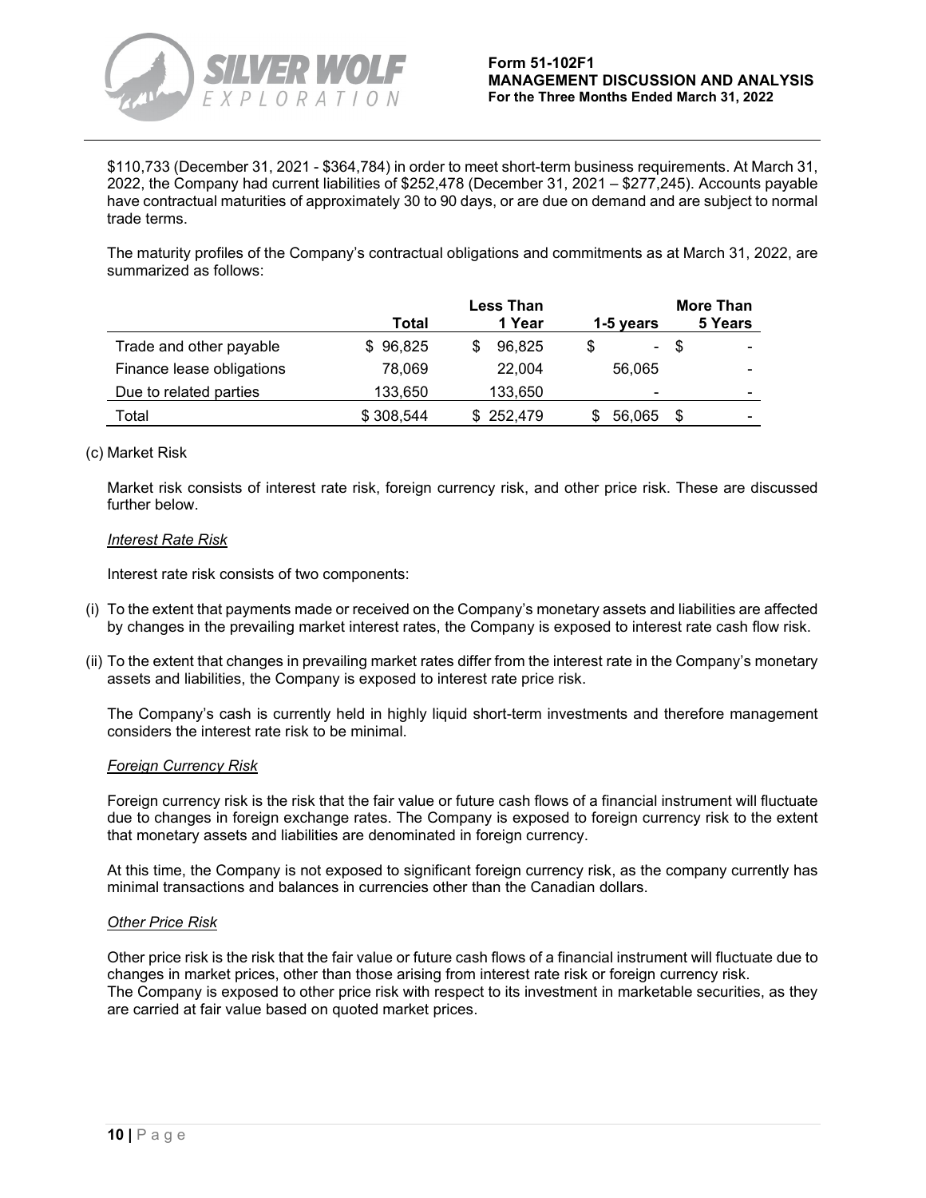$110,733 (December 31, 2021 - $364,784) in order to meet short-term business requirements. At March 31, 2022, the Company had current liabilities of $252,478 (December 31, 2021 – $277,245). Accounts payable have contractual maturities of approximately 30 to 90 days, or are due on demand and are subject to normal trade terms.

The maturity profiles of the Company's contractual obligations and commitments as at March 31, 2022, are summarized as follows:

| | Total | Less Than 1 Year | 1-5 years | More Than 5 Years |
|---|---|---|---|---|
| Trade and other payable | $ 96,825 | $ 96,825 | $ - | $ - |
| Finance lease obligations | 78,069 | 22,004 | 56,065 | - |
| Due to related parties | 133,650 | 133,650 | - | - |
| Total | $ 308,544 | $ 252,479 | $ 56,065 | $ - |

(c) Market Risk

Market risk consists of interest rate risk, foreign currency risk, and other price risk. These are discussed further below.

*Interest Rate Risk*

Interest rate risk consists of two components:

(i) To the extent that payments made or received on the Company's monetary assets and liabilities are affected by changes in the prevailing market interest rates, the Company is exposed to interest rate cash flow risk.

(ii) To the extent that changes in prevailing market rates differ from the interest rate in the Company's monetary assets and liabilities, the Company is exposed to interest rate price risk.

The Company's cash is currently held in highly liquid short-term investments and therefore management considers the interest rate risk to be minimal.

*Foreign Currency Risk*

Foreign currency risk is the risk that the fair value or future cash flows of a financial instrument will fluctuate due to changes in foreign exchange rates. The Company is exposed to foreign currency risk to the extent that monetary assets and liabilities are denominated in foreign currency.

At this time, the Company is not exposed to significant foreign currency risk, as the company currently has minimal transactions and balances in currencies other than the Canadian dollars.

*Other Price Risk*

Other price risk is the risk that the fair value or future cash flows of a financial instrument will fluctuate due to changes in market prices, other than those arising from interest rate risk or foreign currency risk.
The Company is exposed to other price risk with respect to its investment in marketable securities, as they are carried at fair value based on quoted market prices.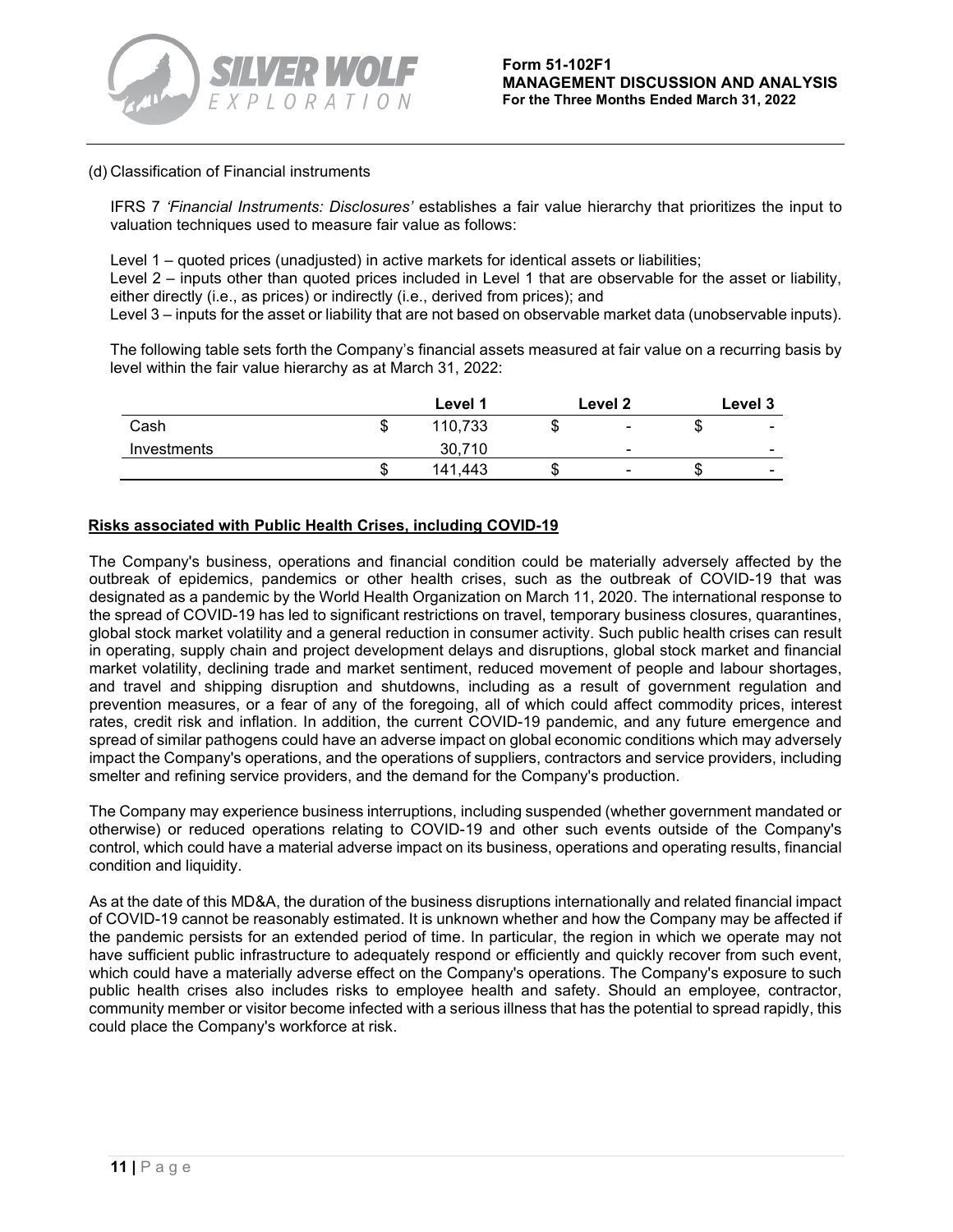(d) Classification of Financial instruments

IFRS 7 *'Financial Instruments: Disclosures'* establishes a fair value hierarchy that prioritizes the input to valuation techniques used to measure fair value as follows:

Level 1 – quoted prices (unadjusted) in active markets for identical assets or liabilities;
Level 2 – inputs other than quoted prices included in Level 1 that are observable for the asset or liability, either directly (i.e., as prices) or indirectly (i.e., derived from prices); and
Level 3 – inputs for the asset or liability that are not based on observable market data (unobservable inputs).

The following table sets forth the Company's financial assets measured at fair value on a recurring basis by level within the fair value hierarchy as at March 31, 2022:

| | Level 1 | Level 2 | Level 3 |
|---|---|---|---|
| Cash | $ 110,733 | $ - | $ - |
| Investments | 30,710 | - | - |
| | $ 141,443 | $ - | $ - |

## Risks associated with Public Health Crises, including COVID-19

The Company's business, operations and financial condition could be materially adversely affected by the outbreak of epidemics, pandemics or other health crises, such as the outbreak of COVID-19 that was designated as a pandemic by the World Health Organization on March 11, 2020. The international response to the spread of COVID-19 has led to significant restrictions on travel, temporary business closures, quarantines, global stock market volatility and a general reduction in consumer activity. Such public health crises can result in operating, supply chain and project development delays and disruptions, global stock market and financial market volatility, declining trade and market sentiment, reduced movement of people and labour shortages, and travel and shipping disruption and shutdowns, including as a result of government regulation and prevention measures, or a fear of any of the foregoing, all of which could affect commodity prices, interest rates, credit risk and inflation. In addition, the current COVID-19 pandemic, and any future emergence and spread of similar pathogens could have an adverse impact on global economic conditions which may adversely impact the Company's operations, and the operations of suppliers, contractors and service providers, including smelter and refining service providers, and the demand for the Company's production.

The Company may experience business interruptions, including suspended (whether government mandated or otherwise) or reduced operations relating to COVID-19 and other such events outside of the Company's control, which could have a material adverse impact on its business, operations and operating results, financial condition and liquidity.

As at the date of this MD&A, the duration of the business disruptions internationally and related financial impact of COVID-19 cannot be reasonably estimated. It is unknown whether and how the Company may be affected if the pandemic persists for an extended period of time. In particular, the region in which we operate may not have sufficient public infrastructure to adequately respond or efficiently and quickly recover from such event, which could have a materially adverse effect on the Company's operations. The Company's exposure to such public health crises also includes risks to employee health and safety. Should an employee, contractor, community member or visitor become infected with a serious illness that has the potential to spread rapidly, this could place the Company's workforce at risk.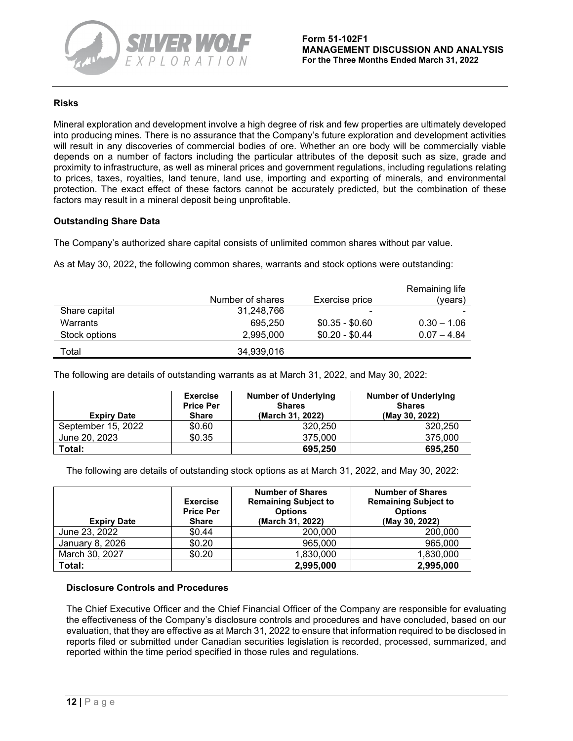## Risks

Mineral exploration and development involve a high degree of risk and few properties are ultimately developed into producing mines. There is no assurance that the Company's future exploration and development activities will result in any discoveries of commercial bodies of ore. Whether an ore body will be commercially viable depends on a number of factors including the particular attributes of the deposit such as size, grade and proximity to infrastructure, as well as mineral prices and government regulations, including regulations relating to prices, taxes, royalties, land tenure, land use, importing and exporting of minerals, and environmental protection. The exact effect of these factors cannot be accurately predicted, but the combination of these factors may result in a mineral deposit being unprofitable.

## Outstanding Share Data

The Company's authorized share capital consists of unlimited common shares without par value.

As at May 30, 2022, the following common shares, warrants and stock options were outstanding:

| | Number of shares | Exercise price | Remaining life (years) |
|---|---|---|---|
| Share capital | 31,248,766 | - | - |
| Warrants | 695,250 | $0.35 - $0.60 | 0.30 – 1.06 |
| Stock options | 2,995,000 | $0.20 - $0.44 | 0.07 – 4.84 |
| Total | 34,939,016 | | |

The following are details of outstanding warrants as at March 31, 2022, and May 30, 2022:

| Expiry Date | Exercise Price Per Share | Number of Underlying Shares (March 31, 2022) | Number of Underlying Shares (May 30, 2022) |
|---|---|---|---|
| September 15, 2022 | $0.60 | 320,250 | 320,250 |
| June 20, 2023 | $0.35 | 375,000 | 375,000 |
| **Total:** | | **695,250** | **695,250** |

The following are details of outstanding stock options as at March 31, 2022, and May 30, 2022:

| Expiry Date | Exercise Price Per Share | Number of Shares Remaining Subject to Options (March 31, 2022) | Number of Shares Remaining Subject to Options (May 30, 2022) |
|---|---|---|---|
| June 23, 2022 | $0.44 | 200,000 | 200,000 |
| January 8, 2026 | $0.20 | 965,000 | 965,000 |
| March 30, 2027 | $0.20 | 1,830,000 | 1,830,000 |
| **Total:** | | **2,995,000** | **2,995,000** |

## Disclosure Controls and Procedures

The Chief Executive Officer and the Chief Financial Officer of the Company are responsible for evaluating the effectiveness of the Company's disclosure controls and procedures and have concluded, based on our evaluation, that they are effective as at March 31, 2022 to ensure that information required to be disclosed in reports filed or submitted under Canadian securities legislation is recorded, processed, summarized, and reported within the time period specified in those rules and regulations.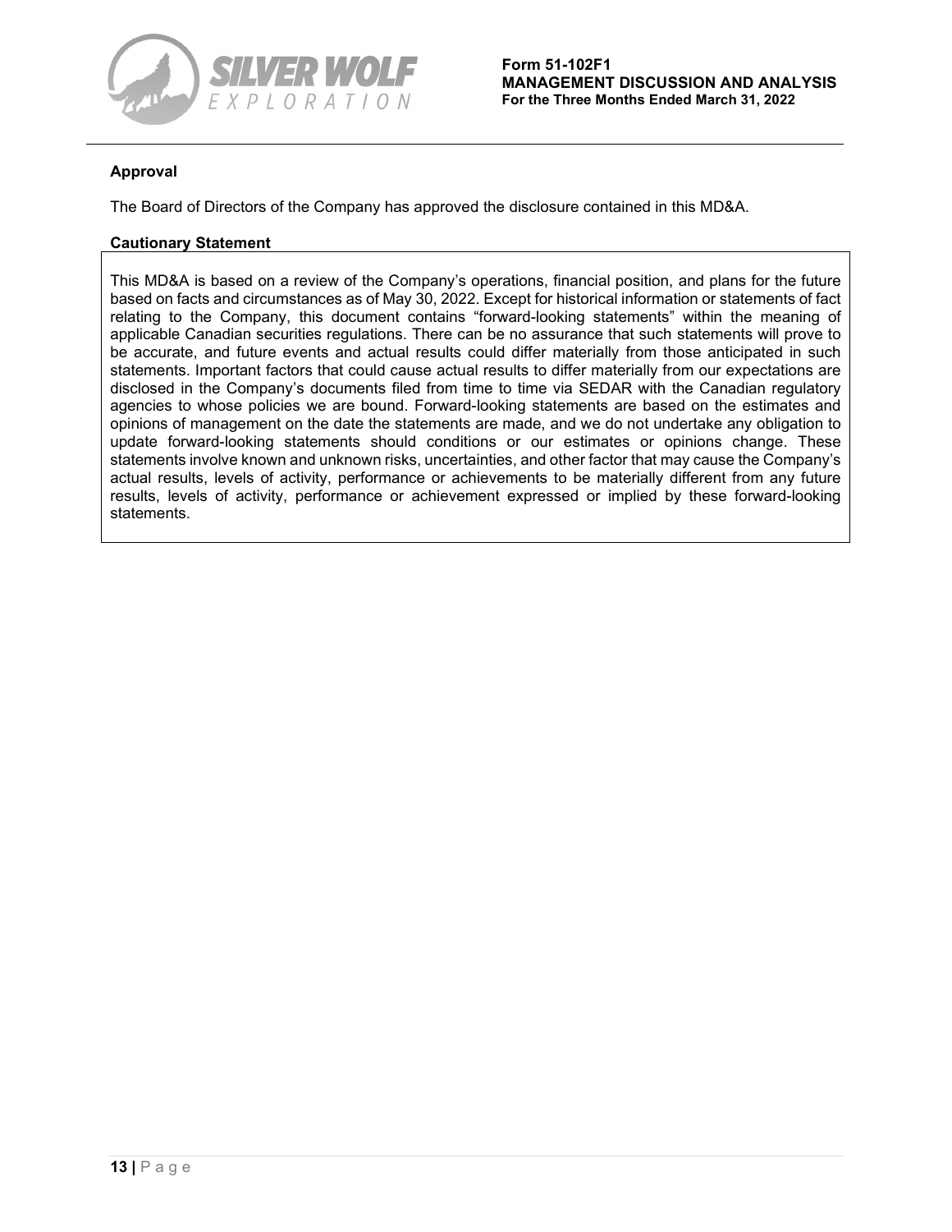## Approval

The Board of Directors of the Company has approved the disclosure contained in this MD&A.

## Cautionary Statement

This MD&A is based on a review of the Company's operations, financial position, and plans for the future based on facts and circumstances as of May 30, 2022. Except for historical information or statements of fact relating to the Company, this document contains "forward-looking statements" within the meaning of applicable Canadian securities regulations. There can be no assurance that such statements will prove to be accurate, and future events and actual results could differ materially from those anticipated in such statements. Important factors that could cause actual results to differ materially from our expectations are disclosed in the Company's documents filed from time to time via SEDAR with the Canadian regulatory agencies to whose policies we are bound. Forward-looking statements are based on the estimates and opinions of management on the date the statements are made, and we do not undertake any obligation to update forward-looking statements should conditions or our estimates or opinions change. These statements involve known and unknown risks, uncertainties, and other factor that may cause the Company's actual results, levels of activity, performance or achievements to be materially different from any future results, levels of activity, performance or achievement expressed or implied by these forward-looking statements.